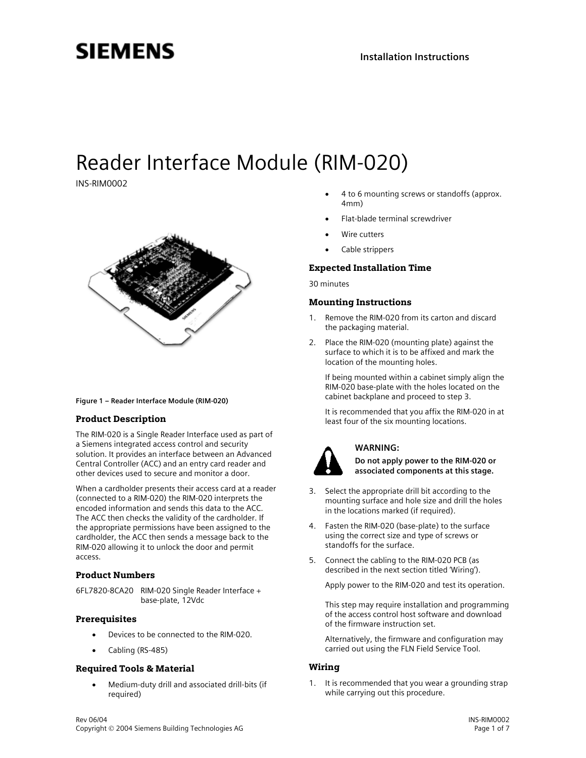# Reader Interface Module (RIM-020)

INS-RIM0002

Figure 1 – Reader Interface Module (RIM-020)

## Product Description

The RIM-020 is a Single Reader Interface used as part of a Siemens integrated access control and security solution. It provides an interface between an Advanced Central Controller (ACC) and an entry card reader and other devices used to secure and monitor a door.

When a cardholder presents their access card at a reader (connected to a RIM-020) the RIM-020 interprets the encoded information and sends this data to the ACC. The ACC then checks the validity of the cardholder. If the appropriate permissions have been assigned to the cardholder, the ACC then sends a message back to the RIM-020 allowing it to unlock the door and permit access.

## Product Numbers

| | |
|---|---|
| 6FL7820-8CA20 | RIM-020 Single Reader Interface + base-plate, 12Vdc |

## Prerequisites

- Devices to be connected to the RIM-020.
- Cabling (RS-485)

## Required Tools & Material

- Medium-duty drill and associated drill-bits (if required)
- 4 to 6 mounting screws or standoffs (approx. 4mm)
- Flat-blade terminal screwdriver
- Wire cutters
- Cable strippers

## Expected Installation Time

30 minutes

## Mounting Instructions

1. Remove the RIM-020 from its carton and discard the packaging material.
2. Place the RIM-020 (mounting plate) against the surface to which it is to be affixed and mark the location of the mounting holes.

   If being mounted within a cabinet simply align the RIM-020 base-plate with the holes located on the cabinet backplane and proceed to step 3.

   It is recommended that you affix the RIM-020 in at least four of the six mounting locations.

> **WARNING:**
> **Do not apply power to the RIM-020 or associated components at this stage.**

3. Select the appropriate drill bit according to the mounting surface and hole size and drill the holes in the locations marked (if required).
4. Fasten the RIM-020 (base-plate) to the surface using the correct size and type of screws or standoffs for the surface.
5. Connect the cabling to the RIM-020 PCB (as described in the next section titled 'Wiring').

   Apply power to the RIM-020 and test its operation.

   This step may require installation and programming of the access control host software and download of the firmware instruction set.

   Alternatively, the firmware and configuration may carried out using the FLN Field Service Tool.

## Wiring

1. It is recommended that you wear a grounding strap while carrying out this procedure.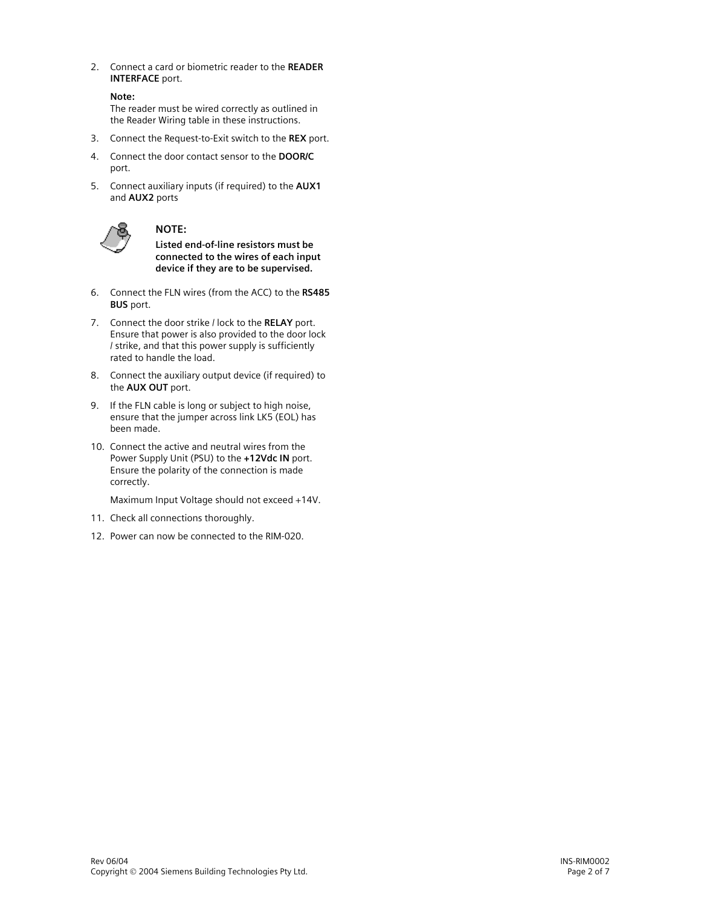2. Connect a card or biometric reader to the **READER INTERFACE** port.

   **Note:**
   The reader must be wired correctly as outlined in the Reader Wiring table in these instructions.

3. Connect the Request-to-Exit switch to the **REX** port.
4. Connect the door contact sensor to the **DOOR/C** port.
5. Connect auxiliary inputs (if required) to the **AUX1** and **AUX2** ports

**NOTE:**

**Listed end-of-line resistors must be connected to the wires of each input device if they are to be supervised.**

6. Connect the FLN wires (from the ACC) to the **RS485 BUS** port.
7. Connect the door strike / lock to the **RELAY** port. Ensure that power is also provided to the door lock / strike, and that this power supply is sufficiently rated to handle the load.
8. Connect the auxiliary output device (if required) to the **AUX OUT** port.
9. If the FLN cable is long or subject to high noise, ensure that the jumper across link LK5 (EOL) has been made.
10. Connect the active and neutral wires from the Power Supply Unit (PSU) to the **+12Vdc IN** port. Ensure the polarity of the connection is made correctly.

    Maximum Input Voltage should not exceed +14V.

11. Check all connections thoroughly.
12. Power can now be connected to the RIM-020.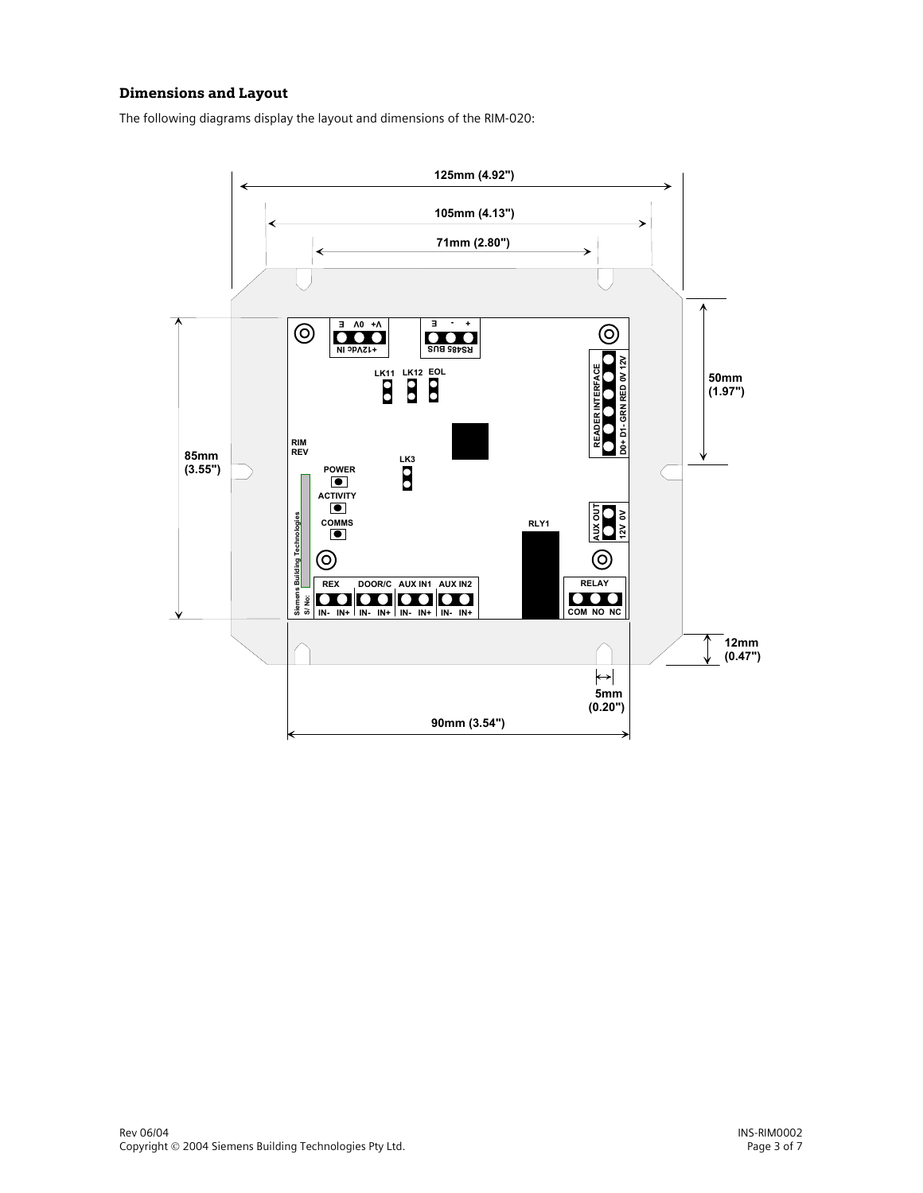### Dimensions and Layout

The following diagrams display the layout and dimensions of the RIM-020: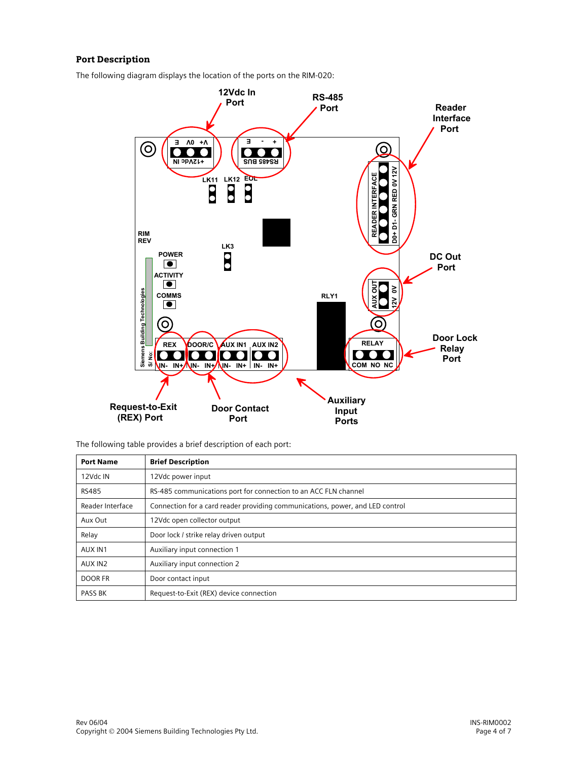## Port Description

The following diagram displays the location of the ports on the RIM-020:

The following table provides a brief description of each port:

| Port Name | Brief Description |
|---|---|
| 12Vdc IN | 12Vdc power input |
| RS485 | RS-485 communications port for connection to an ACC FLN channel |
| Reader Interface | Connection for a card reader providing communications, power, and LED control |
| Aux Out | 12Vdc open collector output |
| Relay | Door lock / strike relay driven output |
| AUX IN1 | Auxiliary input connection 1 |
| AUX IN2 | Auxiliary input connection 2 |
| DOOR FR | Door contact input |
| PASS BK | Request-to-Exit (REX) device connection |

Rev 06/04
Copyright © 2004 Siemens Building Technologies Pty Ltd.

INS-RIM0002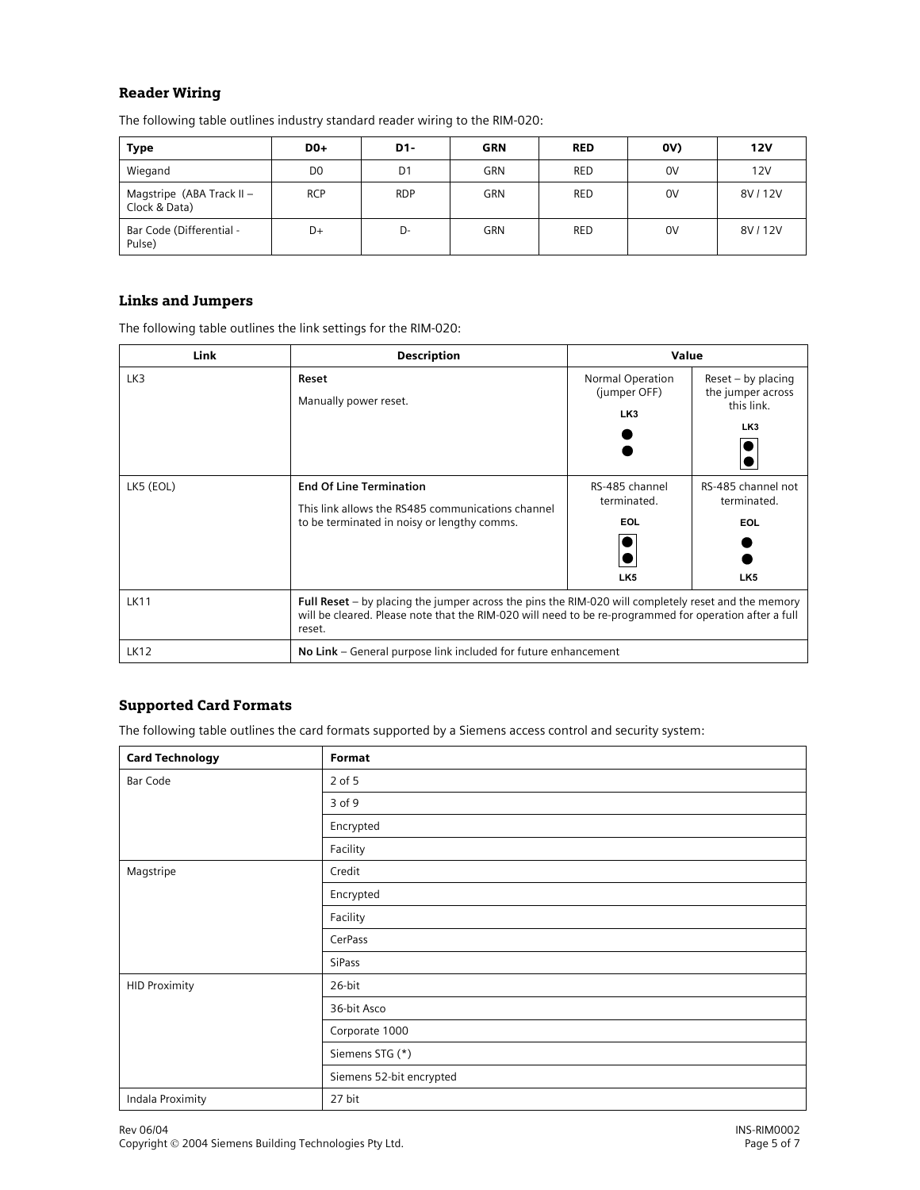## Reader Wiring

The following table outlines industry standard reader wiring to the RIM-020:

| Type | D0+ | D1- | GRN | RED | 0V) | 12V |
| --- | --- | --- | --- | --- | --- | --- |
| Wiegand | D0 | D1 | GRN | RED | 0V | 12V |
| Magstripe (ABA Track II – Clock & Data) | RCP | RDP | GRN | RED | 0V | 8V / 12V |
| Bar Code (Differential - Pulse) | D+ | D- | GRN | RED | 0V | 8V / 12V |

## Links and Jumpers

The following table outlines the link settings for the RIM-020:

| Link | Description | Value | |
| --- | --- | --- | --- |
| LK3 | **Reset**<br>Manually power reset. | Normal Operation (jumper OFF)<br>LK3 | Reset – by placing the jumper across this link.<br>LK3 |
| LK5 (EOL) | **End Of Line Termination**<br>This link allows the RS485 communications channel to be terminated in noisy or lengthy comms. | RS-485 channel terminated.<br>EOL<br>LK5 | RS-485 channel not terminated.<br>EOL<br>LK5 |
| LK11 | **Full Reset** – by placing the jumper across the pins the RIM-020 will completely reset and the memory will be cleared. Please note that the RIM-020 will need to be re-programmed for operation after a full reset. | | |
| LK12 | **No Link** – General purpose link included for future enhancement | | |

## Supported Card Formats

The following table outlines the card formats supported by a Siemens access control and security system:

| Card Technology | Format |
| --- | --- |
| Bar Code | 2 of 5 |
| | 3 of 9 |
| | Encrypted |
| | Facility |
| Magstripe | Credit |
| | Encrypted |
| | Facility |
| | CerPass |
| | SiPass |
| HID Proximity | 26-bit |
| | 36-bit Asco |
| | Corporate 1000 |
| | Siemens STG (*) |
| | Siemens 52-bit encrypted |
| Indala Proximity | 27 bit |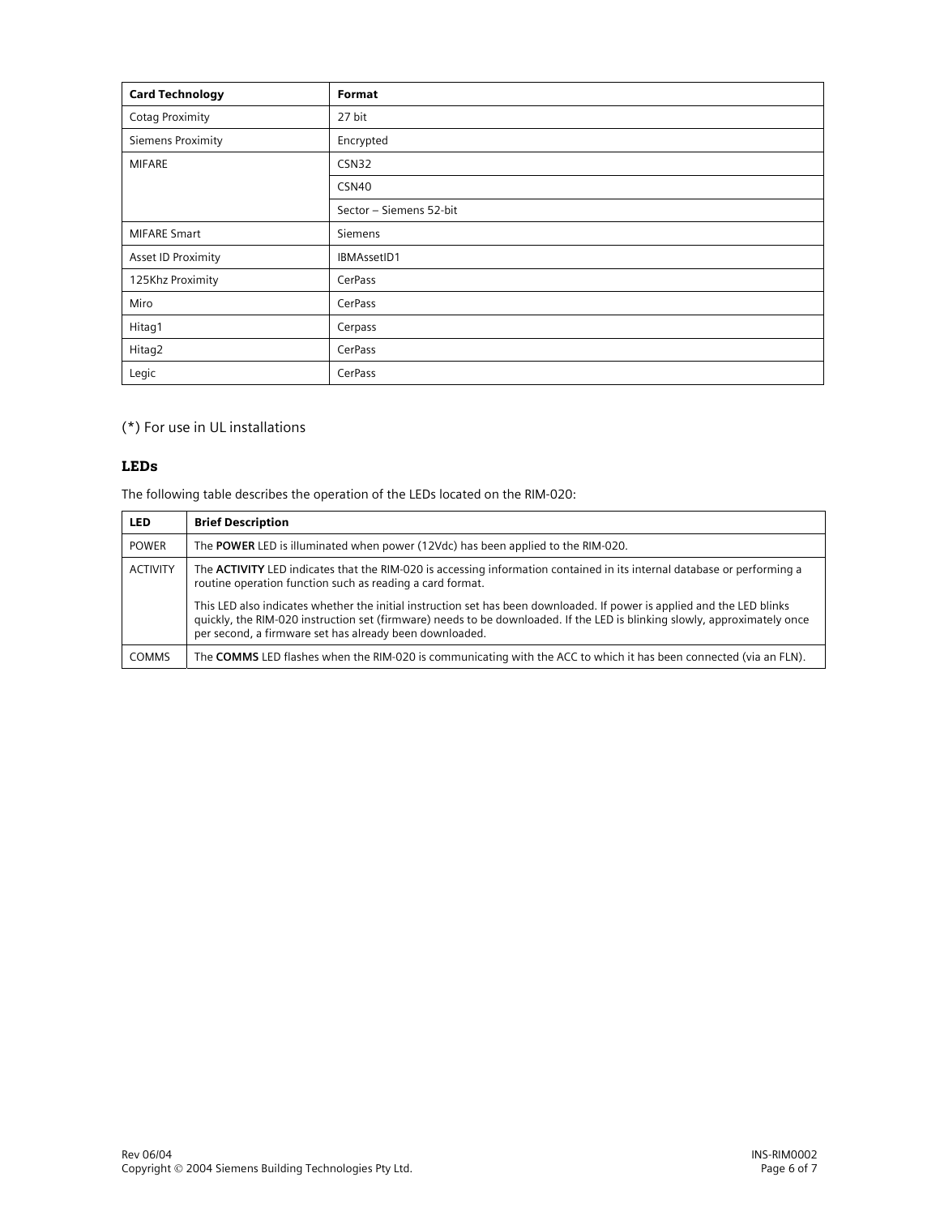| Card Technology | Format |
|---|---|
| Cotag Proximity | 27 bit |
| Siemens Proximity | Encrypted |
| MIFARE | CSN32 |
| | CSN40 |
| | Sector – Siemens 52-bit |
| MIFARE Smart | Siemens |
| Asset ID Proximity | IBMAssetID1 |
| 125Khz Proximity | CerPass |
| Miro | CerPass |
| Hitag1 | Cerpass |
| Hitag2 | CerPass |
| Legic | CerPass |

(*) For use in UL installations

### LEDs

The following table describes the operation of the LEDs located on the RIM-020:

| LED | Brief Description |
|---|---|
| POWER | The **POWER** LED is illuminated when power (12Vdc) has been applied to the RIM-020. |
| ACTIVITY | The **ACTIVITY** LED indicates that the RIM-020 is accessing information contained in its internal database or performing a routine operation function such as reading a card format.<br><br>This LED also indicates whether the initial instruction set has been downloaded. If power is applied and the LED blinks quickly, the RIM-020 instruction set (firmware) needs to be downloaded. If the LED is blinking slowly, approximately once per second, a firmware set has already been downloaded. |
| COMMS | The **COMMS** LED flashes when the RIM-020 is communicating with the ACC to which it has been connected (via an FLN). |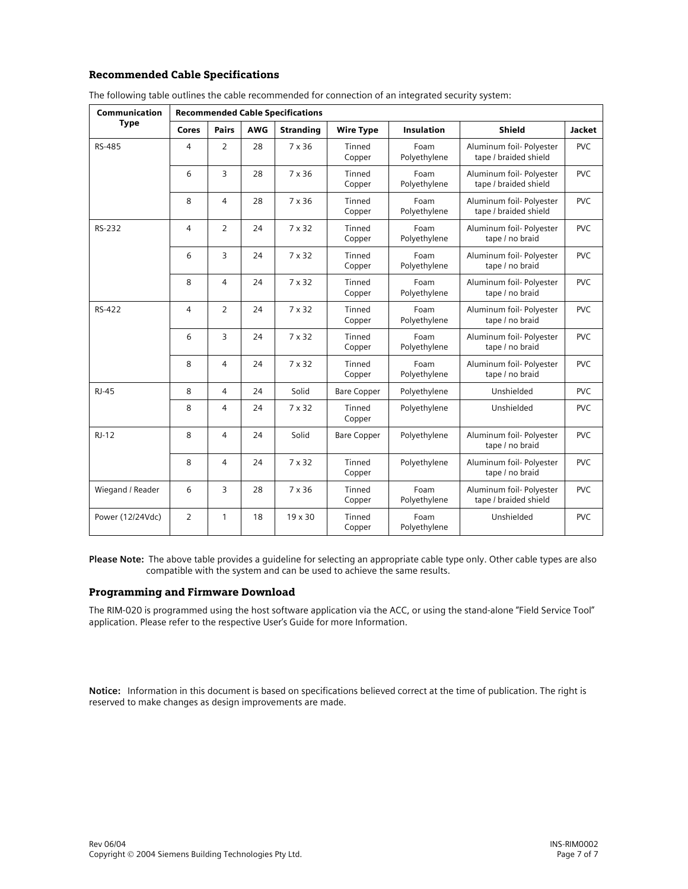### Recommended Cable Specifications

The following table outlines the cable recommended for connection of an integrated security system:

| Communication Type | Recommended Cable Specifications | | | | | | | |
|---|---|---|---|---|---|---|---|---|
| | Cores | Pairs | AWG | Stranding | Wire Type | Insulation | Shield | Jacket |
| RS-485 | 4 | 2 | 28 | 7 x 36 | Tinned Copper | Foam Polyethylene | Aluminum foil- Polyester tape / braided shield | PVC |
| | 6 | 3 | 28 | 7 x 36 | Tinned Copper | Foam Polyethylene | Aluminum foil- Polyester tape / braided shield | PVC |
| | 8 | 4 | 28 | 7 x 36 | Tinned Copper | Foam Polyethylene | Aluminum foil- Polyester tape / braided shield | PVC |
| RS-232 | 4 | 2 | 24 | 7 x 32 | Tinned Copper | Foam Polyethylene | Aluminum foil- Polyester tape / no braid | PVC |
| | 6 | 3 | 24 | 7 x 32 | Tinned Copper | Foam Polyethylene | Aluminum foil- Polyester tape / no braid | PVC |
| | 8 | 4 | 24 | 7 x 32 | Tinned Copper | Foam Polyethylene | Aluminum foil- Polyester tape / no braid | PVC |
| RS-422 | 4 | 2 | 24 | 7 x 32 | Tinned Copper | Foam Polyethylene | Aluminum foil- Polyester tape / no braid | PVC |
| | 6 | 3 | 24 | 7 x 32 | Tinned Copper | Foam Polyethylene | Aluminum foil- Polyester tape / no braid | PVC |
| | 8 | 4 | 24 | 7 x 32 | Tinned Copper | Foam Polyethylene | Aluminum foil- Polyester tape / no braid | PVC |
| RJ-45 | 8 | 4 | 24 | Solid | Bare Copper | Polyethylene | Unshielded | PVC |
| | 8 | 4 | 24 | 7 x 32 | Tinned Copper | Polyethylene | Unshielded | PVC |
| RJ-12 | 8 | 4 | 24 | Solid | Bare Copper | Polyethylene | Aluminum foil- Polyester tape / no braid | PVC |
| | 8 | 4 | 24 | 7 x 32 | Tinned Copper | Polyethylene | Aluminum foil- Polyester tape / no braid | PVC |
| Wiegand / Reader | 6 | 3 | 28 | 7 x 36 | Tinned Copper | Foam Polyethylene | Aluminum foil- Polyester tape / braided shield | PVC |
| Power (12/24Vdc) | 2 | 1 | 18 | 19 x 30 | Tinned Copper | Foam Polyethylene | Unshielded | PVC |

**Please Note:** The above table provides a guideline for selecting an appropriate cable type only. Other cable types are also compatible with the system and can be used to achieve the same results.

### Programming and Firmware Download

The RIM-020 is programmed using the host software application via the ACC, or using the stand-alone "Field Service Tool" application. Please refer to the respective User's Guide for more Information.

**Notice:** Information in this document is based on specifications believed correct at the time of publication. The right is reserved to make changes as design improvements are made.

Rev 06/04
Copyright © 2004 Siemens Building Technologies Pty Ltd.

INS-RIM0002